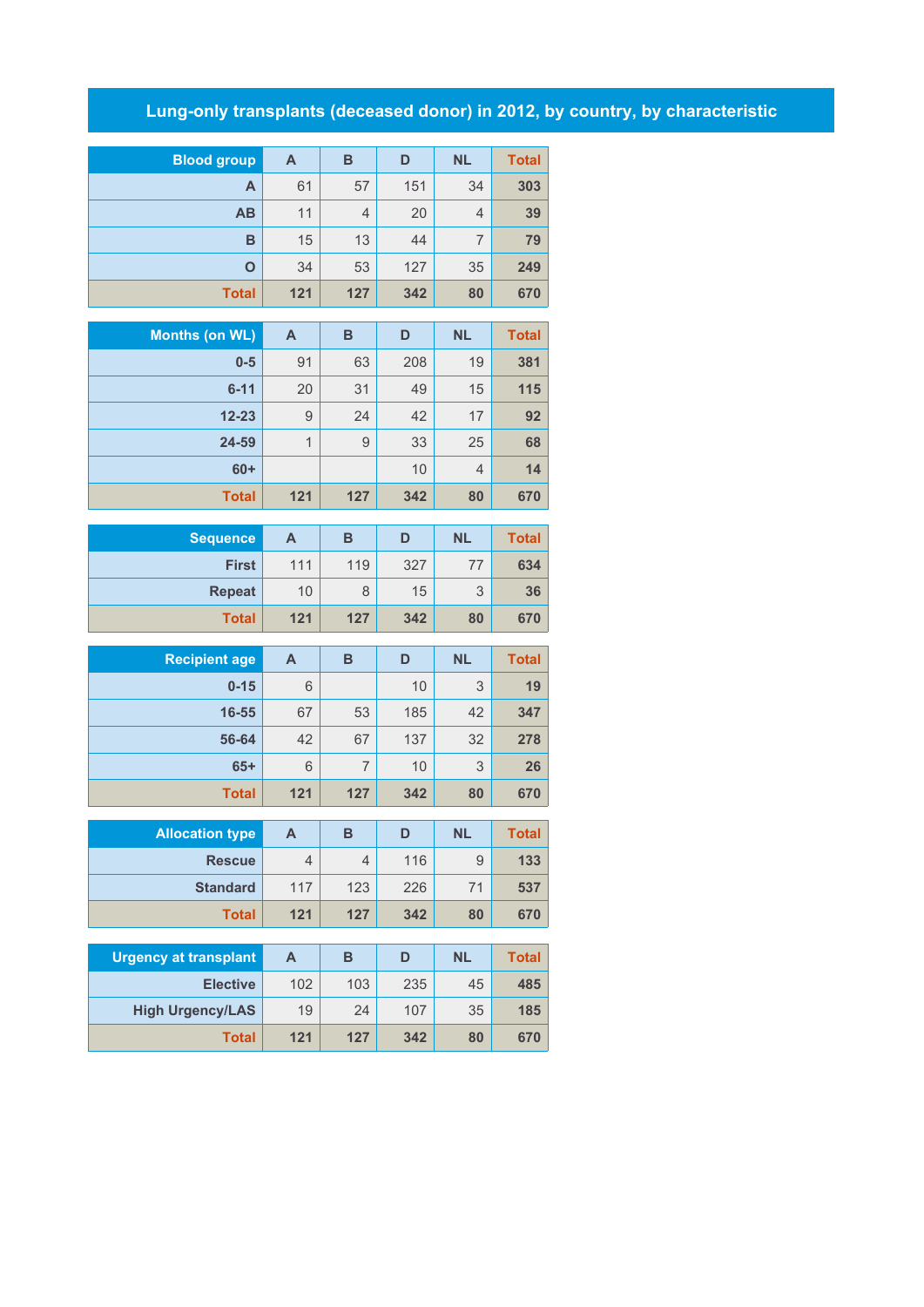# Lung-only transplants (deceased donor) in 2012, by country, by characteristic

| Blood group | A | B | D | NL | Total |
|---|---|---|---|---|---|
| A | 61 | 57 | 151 | 34 | **303** |
| AB | 11 | 4 | 20 | 4 | **39** |
| B | 15 | 13 | 44 | 7 | **79** |
| O | 34 | 53 | 127 | 35 | **249** |
| **Total** | **121** | **127** | **342** | **80** | **670** |

| Months (on WL) | A | B | D | NL | Total |
|---|---|---|---|---|---|
| 0-5 | 91 | 63 | 208 | 19 | **381** |
| 6-11 | 20 | 31 | 49 | 15 | **115** |
| 12-23 | 9 | 24 | 42 | 17 | **92** |
| 24-59 | 1 | 9 | 33 | 25 | **68** |
| 60+ | | | 10 | 4 | **14** |
| **Total** | **121** | **127** | **342** | **80** | **670** |

| Sequence | A | B | D | NL | Total |
|---|---|---|---|---|---|
| First | 111 | 119 | 327 | 77 | **634** |
| Repeat | 10 | 8 | 15 | 3 | **36** |
| **Total** | **121** | **127** | **342** | **80** | **670** |

| Recipient age | A | B | D | NL | Total |
|---|---|---|---|---|---|
| 0-15 | 6 | | 10 | 3 | **19** |
| 16-55 | 67 | 53 | 185 | 42 | **347** |
| 56-64 | 42 | 67 | 137 | 32 | **278** |
| 65+ | 6 | 7 | 10 | 3 | **26** |
| **Total** | **121** | **127** | **342** | **80** | **670** |

| Allocation type | A | B | D | NL | Total |
|---|---|---|---|---|---|
| Rescue | 4 | 4 | 116 | 9 | **133** |
| Standard | 117 | 123 | 226 | 71 | **537** |
| **Total** | **121** | **127** | **342** | **80** | **670** |

| Urgency at transplant | A | B | D | NL | Total |
|---|---|---|---|---|---|
| Elective | 102 | 103 | 235 | 45 | **485** |
| High Urgency/LAS | 19 | 24 | 107 | 35 | **185** |
| **Total** | **121** | **127** | **342** | **80** | **670** |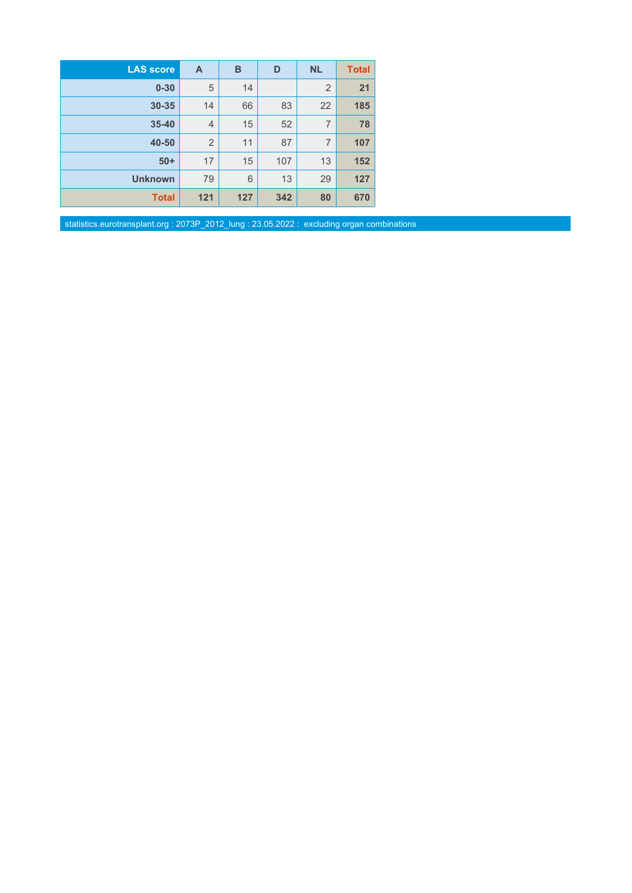| LAS score | A | B | D | NL | Total |
|---|---|---|---|---|---|
| 0-30 | 5 | 14 | | 2 | 21 |
| 30-35 | 14 | 66 | 83 | 22 | 185 |
| 35-40 | 4 | 15 | 52 | 7 | 78 |
| 40-50 | 2 | 11 | 87 | 7 | 107 |
| 50+ | 17 | 15 | 107 | 13 | 152 |
| Unknown | 79 | 6 | 13 | 29 | 127 |
| Total | 121 | 127 | 342 | 80 | 670 |

statistics.eurotransplant.org : 2073P_2012_lung : 23.05.2022 : excluding organ combinations